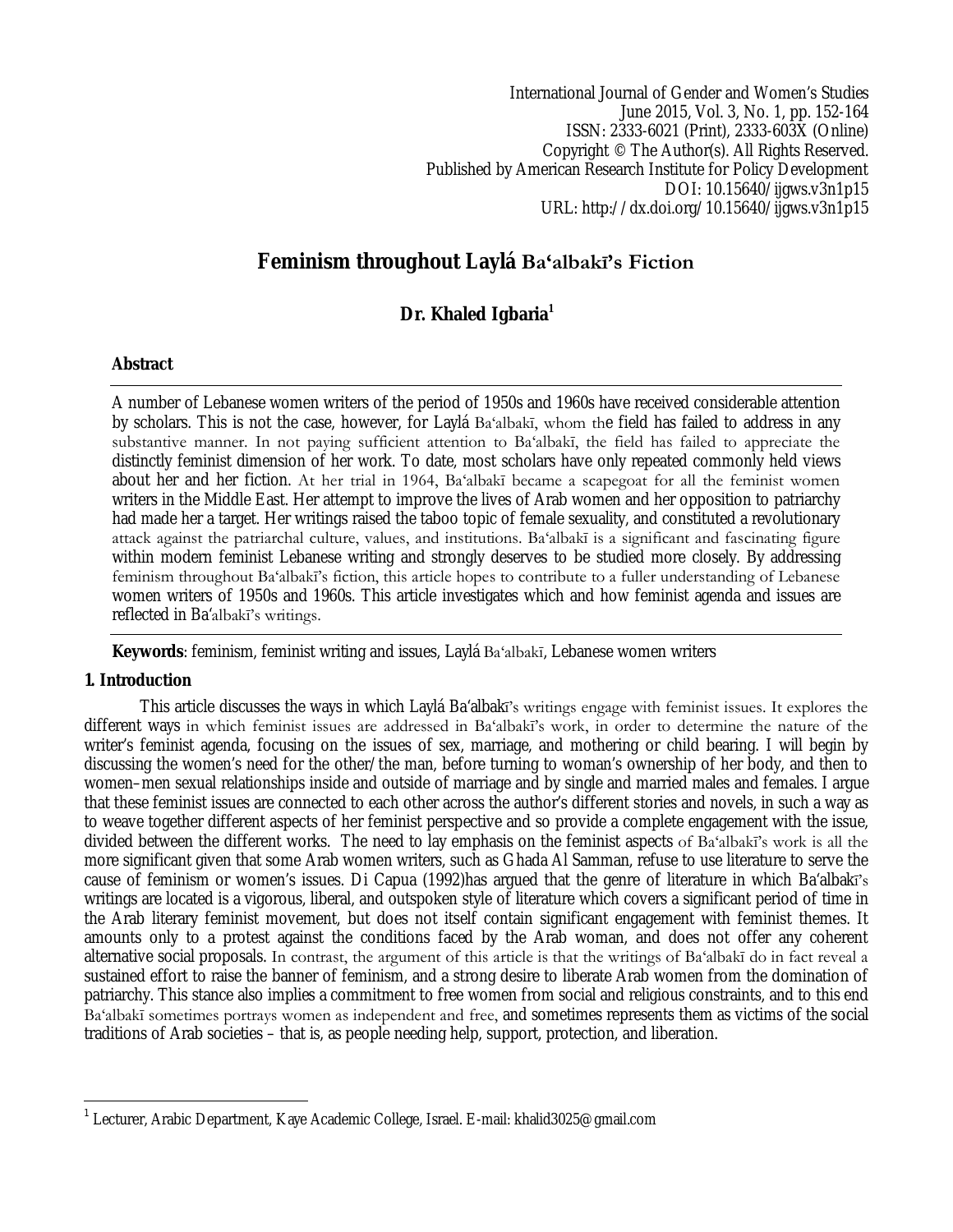International Journal of Gender and Women's Studies
June 2015, Vol. 3, No. 1, pp. 152-164
ISSN: 2333-6021 (Print), 2333-603X (Online)
Copyright © The Author(s). All Rights Reserved.
Published by American Research Institute for Policy Development
DOI: 10.15640/ijgws.v3n1p15
URL: http://dx.doi.org/10.15640/ijgws.v3n1p15

# Feminism throughout Laylá Baʻalbakī's Fiction

**Dr. Khaled Igbaria[1]**

## Abstract

A number of Lebanese women writers of the period of 1950s and 1960s have received considerable attention by scholars. This is not the case, however, for Laylá Baʻalbakī, whom the field has failed to address in any substantive manner. In not paying sufficient attention to Baʻalbakī, the field has failed to appreciate the distinctly feminist dimension of her work. To date, most scholars have only repeated commonly held views about her and her fiction. At her trial in 1964, Baʻalbakī became a scapegoat for all the feminist women writers in the Middle East. Her attempt to improve the lives of Arab women and her opposition to patriarchy had made her a target. Her writings raised the taboo topic of female sexuality, and constituted a revolutionary attack against the patriarchal culture, values, and institutions. Baʻalbakī is a significant and fascinating figure within modern feminist Lebanese writing and strongly deserves to be studied more closely. By addressing feminism throughout Baʻalbakī's fiction, this article hopes to contribute to a fuller understanding of Lebanese women writers of 1950s and 1960s. This article investigates which and how feminist agenda and issues are reflected in Baʻalbakī's writings.

**Keywords**: feminism, feminist writing and issues, Laylá Baʻalbakī, Lebanese women writers

## 1. Introduction

This article discusses the ways in which Laylá Baʻalbakī's writings engage with feminist issues. It explores the different ways in which feminist issues are addressed in Baʻalbakī's work, in order to determine the nature of the writer's feminist agenda, focusing on the issues of sex, marriage, and mothering or child bearing. I will begin by discussing the women's need for the other/the man, before turning to woman's ownership of her body, and then to women–men sexual relationships inside and outside of marriage and by single and married males and females. I argue that these feminist issues are connected to each other across the author's different stories and novels, in such a way as to weave together different aspects of her feminist perspective and so provide a complete engagement with the issue, divided between the different works. The need to lay emphasis on the feminist aspects of Baʻalbakī's work is all the more significant given that some Arab women writers, such as Ghada Al Samman, refuse to use literature to serve the cause of feminism or women's issues. Di Capua (1992)has argued that the genre of literature in which Baʻalbakī's writings are located is a vigorous, liberal, and outspoken style of literature which covers a significant period of time in the Arab literary feminist movement, but does not itself contain significant engagement with feminist themes. It amounts only to a protest against the conditions faced by the Arab woman, and does not offer any coherent alternative social proposals. In contrast, the argument of this article is that the writings of Baʻalbakī do in fact reveal a sustained effort to raise the banner of feminism, and a strong desire to liberate Arab women from the domination of patriarchy. This stance also implies a commitment to free women from social and religious constraints, and to this end Baʻalbakī sometimes portrays women as independent and free, and sometimes represents them as victims of the social traditions of Arab societies – that is, as people needing help, support, protection, and liberation.

[1] Lecturer, Arabic Department, Kaye Academic College, Israel. E-mail: khalid3025@gmail.com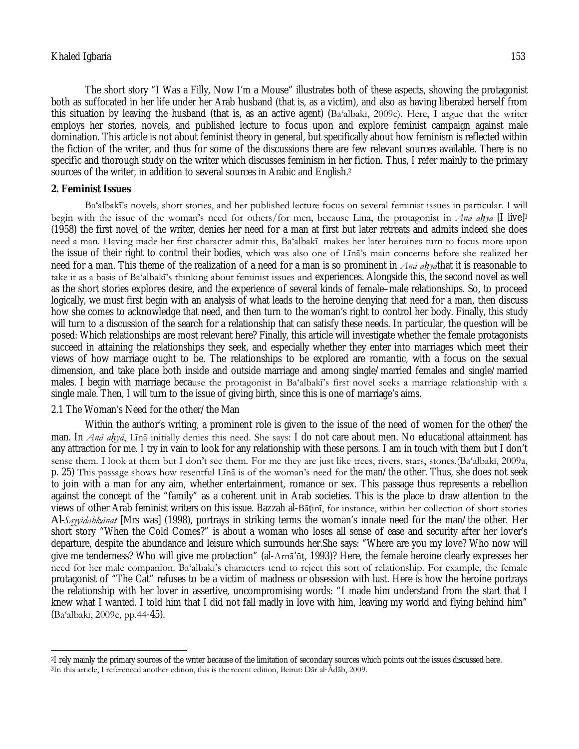The short story "I Was a Filly, Now I'm a Mouse" illustrates both of these aspects, showing the protagonist both as suffocated in her life under her Arab husband (that is, as a victim), and also as having liberated herself from this situation by leaving the husband (that is, as an active agent) (Ba'albakī, 2009c). Here, I argue that the writer employs her stories, novels, and published lecture to focus upon and explore feminist campaign against male domination. This article is not about feminist theory in general, but specifically about how feminism is reflected within the fiction of the writer, and thus for some of the discussions there are few relevant sources available. There is no specific and thorough study on the writer which discusses feminism in her fiction. Thus, I refer mainly to the primary sources of the writer, in addition to several sources in Arabic and English.[2]

## 2. Feminist Issues

Ba'albakī's novels, short stories, and her published lecture focus on several feminist issues in particular. I will begin with the issue of the woman's need for others/for men, because Līnā, the protagonist in *Anā aḥyā* [I live][3] (1958) the first novel of the writer, denies her need for a man at first but later retreats and admits indeed she does need a man. Having made her first character admit this, Ba'albakī makes her later heroines turn to focus more upon the issue of their right to control their bodies, which was also one of Līnā's main concerns before she realized her need for a man. This theme of the realization of a need for a man is so prominent in *Anā aḥyā*that it is reasonable to take it as a basis of Ba'albakī's thinking about feminist issues and experiences. Alongside this, the second novel as well as the short stories explores desire, and the experience of several kinds of female–male relationships. So, to proceed logically, we must first begin with an analysis of what leads to the heroine denying that need for a man, then discuss how she comes to acknowledge that need, and then turn to the woman's right to control her body. Finally, this study will turn to a discussion of the search for a relationship that can satisfy these needs. In particular, the question will be posed: Which relationships are most relevant here? Finally, this article will investigate whether the female protagonists succeed in attaining the relationships they seek, and especially whether they enter into marriages which meet their views of how marriage ought to be. The relationships to be explored are romantic, with a focus on the sexual dimension, and take place both inside and outside marriage and among single/married females and single/married males. I begin with marriage because the protagonist in Ba'albakī's first novel seeks a marriage relationship with a single male. Then, I will turn to the issue of giving birth, since this is one of marriage's aims.

### 2.1 The Woman's Need for the other/the Man

Within the author's writing, a prominent role is given to the issue of the need of women for the other/the man. In *Anā aḥyā*, Līnā initially denies this need. She says: I do not care about men. No educational attainment has any attraction for me. I try in vain to look for any relationship with these persons. I am in touch with them but I don't sense them. I look at them but I don't see them. For me they are just like trees, rivers, stars, stones.(Ba'albakī, 2009a, p. 25) This passage shows how resentful Līnā is of the woman's need for the man/the other. Thus, she does not seek to join with a man for any aim, whether entertainment, romance or sex. This passage thus represents a rebellion against the concept of the "family" as a coherent unit in Arab societies. This is the place to draw attention to the views of other Arab feminist writers on this issue. Bazzah al-Bāṭinī, for instance, within her collection of short stories Al-*Sayyidahkānat* [Mrs was] (1998), portrays in striking terms the woman's innate need for the man/the other. Her short story "When the Cold Comes?" is about a woman who loses all sense of ease and security after her lover's departure, despite the abundance and leisure which surrounds her.She says: "Where are you my love? Who now will give me tenderness? Who will give me protection" (al-Arnā'ūṭ, 1993)? Here, the female heroine clearly expresses her need for her male companion. Ba'albakī's characters tend to reject this sort of relationship. For example, the female protagonist of "The Cat" refuses to be a victim of madness or obsession with lust. Here is how the heroine portrays the relationship with her lover in assertive, uncompromising words: "I made him understand from the start that I knew what I wanted. I told him that I did not fall madly in love with him, leaving my world and flying behind him" (Ba'albakī, 2009c, pp.44-45).

---

[2]I rely mainly the primary sources of the writer because of the limitation of secondary sources which points out the issues discussed here.

[3]In this article, I referenced another edition, this is the recent edition, Beirut: Dār al-Ādāb, 2009.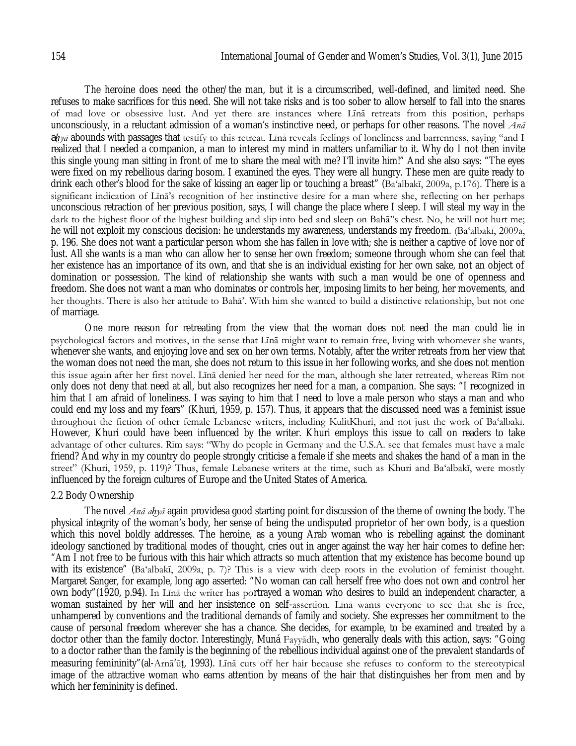The heroine does need the other/the man, but it is a circumscribed, well-defined, and limited need. She refuses to make sacrifices for this need. She will not take risks and is too sober to allow herself to fall into the snares of mad love or obsessive lust. And yet there are instances where Līnā retreats from this position, perhaps unconsciously, in a reluctant admission of a woman's instinctive need, or perhaps for other reasons. The novel *Anā aḥyā* abounds with passages that testify to this retreat. Līnā reveals feelings of loneliness and barrenness, saying "and I realized that I needed a companion, a man to interest my mind in matters unfamiliar to it. Why do I not then invite this single young man sitting in front of me to share the meal with me? I'll invite him!" And she also says: "The eyes were fixed on my rebellious daring bosom. I examined the eyes. They were all hungry. These men are quite ready to drink each other's blood for the sake of kissing an eager lip or touching a breast" (Ba'albakī, 2009a, p.176). There is a significant indication of Līnā's recognition of her instinctive desire for a man where she, reflecting on her perhaps unconscious retraction of her previous position, says, I will change the place where I sleep. I will steal my way in the dark to the highest floor of the highest building and slip into bed and sleep on Bahā''s chest. No, he will not hurt me; he will not exploit my conscious decision: he understands my awareness, understands my freedom. (Ba'albakī, 2009a, p. 196. She does not want a particular person whom she has fallen in love with; she is neither a captive of love nor of lust. All she wants is a man who can allow her to sense her own freedom; someone through whom she can feel that her existence has an importance of its own, and that she is an individual existing for her own sake, not an object of domination or possession. The kind of relationship she wants with such a man would be one of openness and freedom. She does not want a man who dominates or controls her, imposing limits to her being, her movements, and her thoughts. There is also her attitude to Bahā'. With him she wanted to build a distinctive relationship, but not one of marriage.

One more reason for retreating from the view that the woman does not need the man could lie in psychological factors and motives, in the sense that Līnā might want to remain free, living with whomever she wants, whenever she wants, and enjoying love and sex on her own terms. Notably, after the writer retreats from her view that the woman does not need the man, she does not return to this issue in her following works, and she does not mention this issue again after her first novel. Līnā denied her need for the man, although she later retreated, whereas Rīm not only does not deny that need at all, but also recognizes her need for a man, a companion. She says: "I recognized in him that I am afraid of loneliness. I was saying to him that I need to love a male person who stays a man and who could end my loss and my fears" (Khuri, 1959, p. 157). Thus, it appears that the discussed need was a feminist issue throughout the fiction of other female Lebanese writers, including KulitKhuri, and not just the work of Ba'albakī. However, Khuri could have been influenced by the writer. Khuri employs this issue to call on readers to take advantage of other cultures. Rīm says: "Why do people in Germany and the U.S.A. see that females must have a male friend? And why in my country do people strongly criticise a female if she meets and shakes the hand of a man in the street" (Khuri, 1959, p. 119)? Thus, female Lebanese writers at the time, such as Khuri and Ba'albakī, were mostly influenced by the foreign cultures of Europe and the United States of America.

## 2.2 Body Ownership

The novel *Anā aḥyā* again providesa good starting point for discussion of the theme of owning the body. The physical integrity of the woman's body, her sense of being the undisputed proprietor of her own body, is a question which this novel boldly addresses. The heroine, as a young Arab woman who is rebelling against the dominant ideology sanctioned by traditional modes of thought, cries out in anger against the way her hair comes to define her: "Am I not free to be furious with this hair which attracts so much attention that my existence has become bound up with its existence" (Ba'albakī, 2009a, p. 7)? This is a view with deep roots in the evolution of feminist thought. Margaret Sanger, for example, long ago asserted: "No woman can call herself free who does not own and control her own body"(1920, p.94). In Līnā the writer has portrayed a woman who desires to build an independent character, a woman sustained by her will and her insistence on self-assertion. Līnā wants everyone to see that she is free, unhampered by conventions and the traditional demands of family and society. She expresses her commitment to the cause of personal freedom wherever she has a chance. She decides, for example, to be examined and treated by a doctor other than the family doctor. Interestingly, Muná Fayyādh, who generally deals with this action, says: "Going to a doctor rather than the family is the beginning of the rebellious individual against one of the prevalent standards of measuring femininity"(al-Arnā'ūṭ, 1993). Līnā cuts off her hair because she refuses to conform to the stereotypical image of the attractive woman who earns attention by means of the hair that distinguishes her from men and by which her femininity is defined.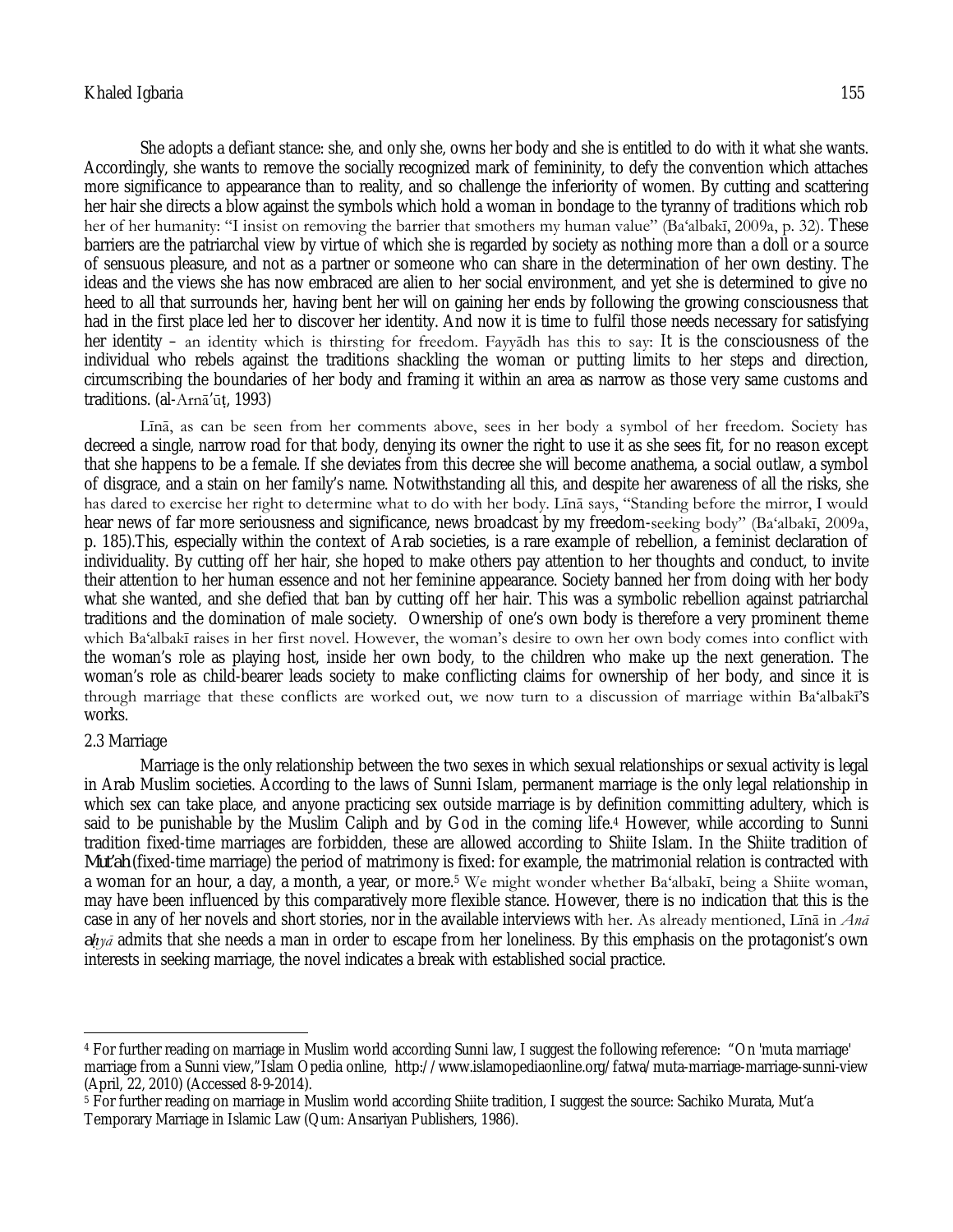She adopts a defiant stance: she, and only she, owns her body and she is entitled to do with it what she wants. Accordingly, she wants to remove the socially recognized mark of femininity, to defy the convention which attaches more significance to appearance than to reality, and so challenge the inferiority of women. By cutting and scattering her hair she directs a blow against the symbols which hold a woman in bondage to the tyranny of traditions which rob her of her humanity: "I insist on removing the barrier that smothers my human value" (Ba'albakī, 2009a, p. 32). These barriers are the patriarchal view by virtue of which she is regarded by society as nothing more than a doll or a source of sensuous pleasure, and not as a partner or someone who can share in the determination of her own destiny. The ideas and the views she has now embraced are alien to her social environment, and yet she is determined to give no heed to all that surrounds her, having bent her will on gaining her ends by following the growing consciousness that had in the first place led her to discover her identity. And now it is time to fulfil those needs necessary for satisfying her identity – an identity which is thirsting for freedom. Fayyādh has this to say: It is the consciousness of the individual who rebels against the traditions shackling the woman or putting limits to her steps and direction, circumscribing the boundaries of her body and framing it within an area as narrow as those very same customs and traditions. (al-Arnā'ūṭ, 1993)

Līnā, as can be seen from her comments above, sees in her body a symbol of her freedom. Society has decreed a single, narrow road for that body, denying its owner the right to use it as she sees fit, for no reason except that she happens to be a female. If she deviates from this decree she will become anathema, a social outlaw, a symbol of disgrace, and a stain on her family's name. Notwithstanding all this, and despite her awareness of all the risks, she has dared to exercise her right to determine what to do with her body. Līnā says, "Standing before the mirror, I would hear news of far more seriousness and significance, news broadcast by my freedom-seeking body" (Ba'albakī, 2009a, p. 185).This, especially within the context of Arab societies, is a rare example of rebellion, a feminist declaration of individuality. By cutting off her hair, she hoped to make others pay attention to her thoughts and conduct, to invite their attention to her human essence and not her feminine appearance. Society banned her from doing with her body what she wanted, and she defied that ban by cutting off her hair. This was a symbolic rebellion against patriarchal traditions and the domination of male society. Ownership of one's own body is therefore a very prominent theme which Ba'albakī raises in her first novel. However, the woman's desire to own her own body comes into conflict with the woman's role as playing host, inside her own body, to the children who make up the next generation. The woman's role as child-bearer leads society to make conflicting claims for ownership of her body, and since it is through marriage that these conflicts are worked out, we now turn to a discussion of marriage within Ba'albakī's works.

### 2.3 Marriage

Marriage is the only relationship between the two sexes in which sexual relationships or sexual activity is legal in Arab Muslim societies. According to the laws of Sunni Islam, permanent marriage is the only legal relationship in which sex can take place, and anyone practicing sex outside marriage is by definition committing adultery, which is said to be punishable by the Muslim Caliph and by God in the coming life.[4] However, while according to Sunni tradition fixed-time marriages are forbidden, these are allowed according to Shiite Islam. In the Shiite tradition of **Mut'ah** (fixed-time marriage) the period of matrimony is fixed: for example, the matrimonial relation is contracted with a woman for an hour, a day, a month, a year, or more.[5] We might wonder whether Ba'albakī, being a Shiite woman, may have been influenced by this comparatively more flexible stance. However, there is no indication that this is the case in any of her novels and short stories, nor in the available interviews with her. As already mentioned, Līnā in *Anā aḥyā* admits that she needs a man in order to escape from her loneliness. By this emphasis on the protagonist's own interests in seeking marriage, the novel indicates a break with established social practice.

---

[4] For further reading on marriage in Muslim world according Sunni law, I suggest the following reference: "On 'muta marriage' marriage from a Sunni view,"Islam Opedia online, http://www.islamopediaonline.org/fatwa/muta-marriage-marriage-sunni-view (April, 22, 2010) (Accessed 8-9-2014).

[5] For further reading on marriage in Muslim world according Shiite tradition, I suggest the source: Sachiko Murata, Mut'a Temporary Marriage in Islamic Law (Qum: Ansariyan Publishers, 1986).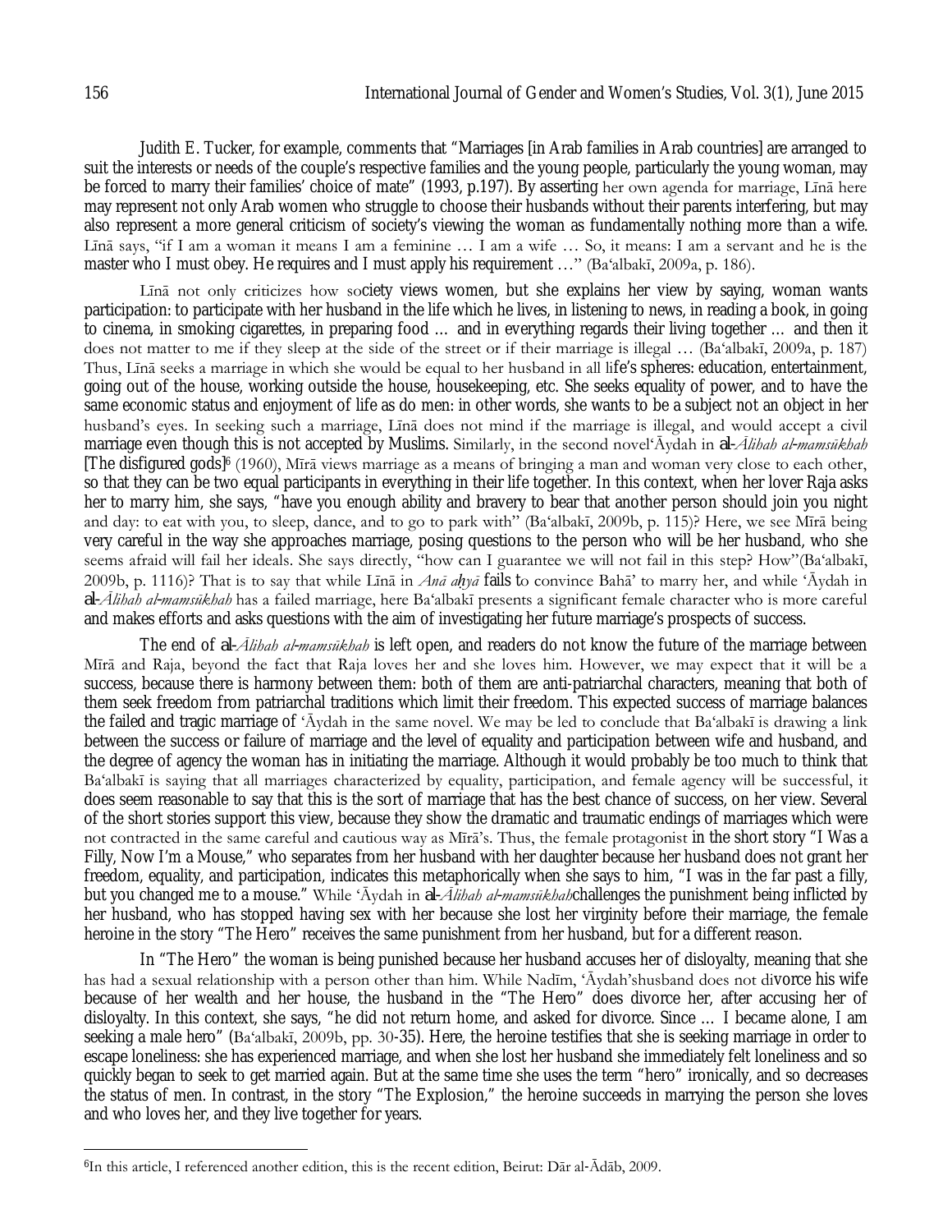Judith E. Tucker, for example, comments that "Marriages [in Arab families in Arab countries] are arranged to suit the interests or needs of the couple's respective families and the young people, particularly the young woman, may be forced to marry their families' choice of mate" (1993, p.197). By asserting her own agenda for marriage, Līnā here may represent not only Arab women who struggle to choose their husbands without their parents interfering, but may also represent a more general criticism of society's viewing the woman as fundamentally nothing more than a wife. Līnā says, "if I am a woman it means I am a feminine … I am a wife … So, it means: I am a servant and he is the master who I must obey. He requires and I must apply his requirement …" (Ba'albakī, 2009a, p. 186).

Līnā not only criticizes how society views women, but she explains her view by saying, woman wants participation: to participate with her husband in the life which he lives, in listening to news, in reading a book, in going to cinema, in smoking cigarettes, in preparing food … and in everything regards their living together … and then it does not matter to me if they sleep at the side of the street or if their marriage is illegal … (Ba'albakī, 2009a, p. 187) Thus, Līnā seeks a marriage in which she would be equal to her husband in all life's spheres: education, entertainment, going out of the house, working outside the house, housekeeping, etc. She seeks equality of power, and to have the same economic status and enjoyment of life as do men: in other words, she wants to be a subject not an object in her husband's eyes. In seeking such a marriage, Līnā does not mind if the marriage is illegal, and would accept a civil marriage even though this is not accepted by Muslims. Similarly, in the second novel'Āydah in al-*Ālihah al-mamsūkhah* [The disfigured gods][6] (1960), Mīrā views marriage as a means of bringing a man and woman very close to each other, so that they can be two equal participants in everything in their life together. In this context, when her lover Raja asks her to marry him, she says, "have you enough ability and bravery to bear that another person should join you night and day: to eat with you, to sleep, dance, and to go to park with" (Ba'albakī, 2009b, p. 115)? Here, we see Mīrā being very careful in the way she approaches marriage, posing questions to the person who will be her husband, who she seems afraid will fail her ideals. She says directly, "how can I guarantee we will not fail in this step? How"(Ba'albakī, 2009b, p. 1116)? That is to say that while Līnā in *Anā aḥyā* fails to convince Bahā' to marry her, and while 'Āydah in al-*Ālihah al-mamsūkhah* has a failed marriage, here Ba'albakī presents a significant female character who is more careful and makes efforts and asks questions with the aim of investigating her future marriage's prospects of success.

The end of al-*Ālihah al-mamsūkhah* is left open, and readers do not know the future of the marriage between Mīrā and Raja, beyond the fact that Raja loves her and she loves him. However, we may expect that it will be a success, because there is harmony between them: both of them are anti-patriarchal characters, meaning that both of them seek freedom from patriarchal traditions which limit their freedom. This expected success of marriage balances the failed and tragic marriage of 'Āydah in the same novel. We may be led to conclude that Ba'albakī is drawing a link between the success or failure of marriage and the level of equality and participation between wife and husband, and the degree of agency the woman has in initiating the marriage. Although it would probably be too much to think that Ba'albakī is saying that all marriages characterized by equality, participation, and female agency will be successful, it does seem reasonable to say that this is the sort of marriage that has the best chance of success, on her view. Several of the short stories support this view, because they show the dramatic and traumatic endings of marriages which were not contracted in the same careful and cautious way as Mīrā's. Thus, the female protagonist in the short story "I Was a Filly, Now I'm a Mouse," who separates from her husband with her daughter because her husband does not grant her freedom, equality, and participation, indicates this metaphorically when she says to him, "I was in the far past a filly, but you changed me to a mouse." While 'Āydah in al-*Ālihah al-mamsūkhah*challenges the punishment being inflicted by her husband, who has stopped having sex with her because she lost her virginity before their marriage, the female heroine in the story "The Hero" receives the same punishment from her husband, but for a different reason.

In "The Hero" the woman is being punished because her husband accuses her of disloyalty, meaning that she has had a sexual relationship with a person other than him. While Nadīm, 'Āydah'shusband does not divorce his wife because of her wealth and her house, the husband in the "The Hero" does divorce her, after accusing her of disloyalty. In this context, she says, "he did not return home, and asked for divorce. Since … I became alone, I am seeking a male hero" (Ba'albakī, 2009b, pp. 30-35). Here, the heroine testifies that she is seeking marriage in order to escape loneliness: she has experienced marriage, and when she lost her husband she immediately felt loneliness and so quickly began to seek to get married again. But at the same time she uses the term "hero" ironically, and so decreases the status of men. In contrast, in the story "The Explosion," the heroine succeeds in marrying the person she loves and who loves her, and they live together for years.

---

[6]In this article, I referenced another edition, this is the recent edition, Beirut: Dār al-Ādāb, 2009.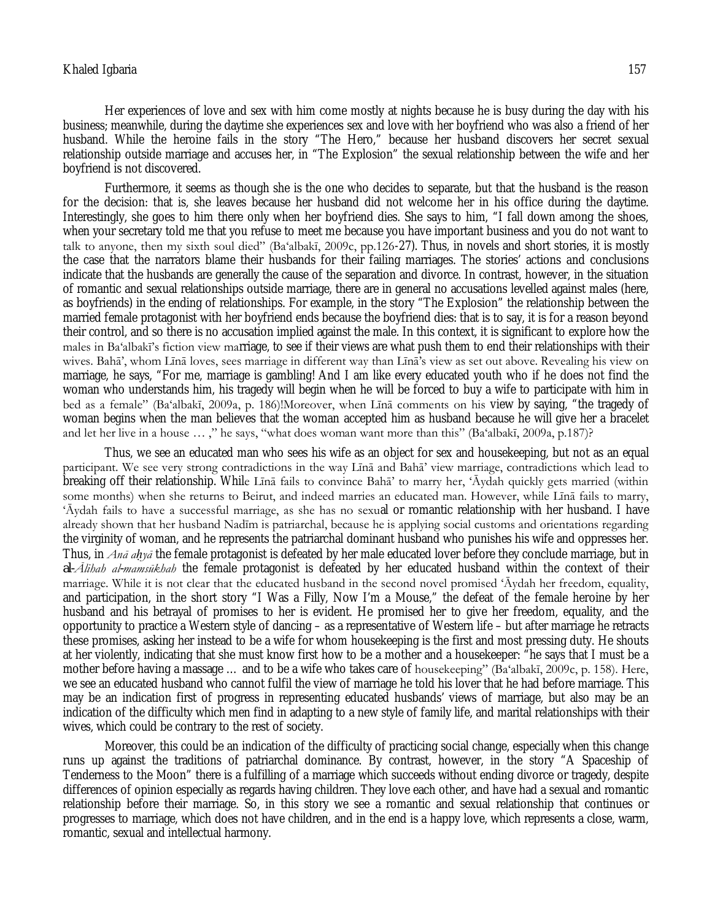Her experiences of love and sex with him come mostly at nights because he is busy during the day with his business; meanwhile, during the daytime she experiences sex and love with her boyfriend who was also a friend of her husband. While the heroine fails in the story "The Hero," because her husband discovers her secret sexual relationship outside marriage and accuses her, in "The Explosion" the sexual relationship between the wife and her boyfriend is not discovered.

Furthermore, it seems as though she is the one who decides to separate, but that the husband is the reason for the decision: that is, she leaves because her husband did not welcome her in his office during the daytime. Interestingly, she goes to him there only when her boyfriend dies. She says to him, "I fall down among the shoes, when your secretary told me that you refuse to meet me because you have important business and you do not want to talk to anyone, then my sixth soul died" (Ba'albakī, 2009c, pp.126-27). Thus, in novels and short stories, it is mostly the case that the narrators blame their husbands for their failing marriages. The stories' actions and conclusions indicate that the husbands are generally the cause of the separation and divorce. In contrast, however, in the situation of romantic and sexual relationships outside marriage, there are in general no accusations levelled against males (here, as boyfriends) in the ending of relationships. For example, in the story "The Explosion" the relationship between the married female protagonist with her boyfriend ends because the boyfriend dies: that is to say, it is for a reason beyond their control, and so there is no accusation implied against the male. In this context, it is significant to explore how the males in Ba'albakī's fiction view marriage, to see if their views are what push them to end their relationships with their wives. Bahā', whom Līnā loves, sees marriage in different way than Līnā's view as set out above. Revealing his view on marriage, he says, "For me, marriage is gambling! And I am like every educated youth who if he does not find the woman who understands him, his tragedy will begin when he will be forced to buy a wife to participate with him in bed as a female" (Ba'albakī, 2009a, p. 186)!Moreover, when Līnā comments on his view by saying, "the tragedy of woman begins when the man believes that the woman accepted him as husband because he will give her a bracelet and let her live in a house … ," he says, "what does woman want more than this" (Ba'albakī, 2009a, p.187)?

Thus, we see an educated man who sees his wife as an object for sex and housekeeping, but not as an equal participant. We see very strong contradictions in the way Līnā and Bahā' view marriage, contradictions which lead to breaking off their relationship. While Līnā fails to convince Bahā' to marry her, 'Āydah quickly gets married (within some months) when she returns to Beirut, and indeed marries an educated man. However, while Līnā fails to marry, 'Āydah fails to have a successful marriage, as she has no sexual or romantic relationship with her husband. I have already shown that her husband Nadīm is patriarchal, because he is applying social customs and orientations regarding the virginity of woman, and he represents the patriarchal dominant husband who punishes his wife and oppresses her. Thus, in *Anā aḥyā* the female protagonist is defeated by her male educated lover before they conclude marriage, but in al-*Ālihah al-mamsūkhah* the female protagonist is defeated by her educated husband within the context of their marriage. While it is not clear that the educated husband in the second novel promised 'Āydah her freedom, equality, and participation, in the short story "I Was a Filly, Now I'm a Mouse," the defeat of the female heroine by her husband and his betrayal of promises to her is evident. He promised her to give her freedom, equality, and the opportunity to practice a Western style of dancing – as a representative of Western life – but after marriage he retracts these promises, asking her instead to be a wife for whom housekeeping is the first and most pressing duty. He shouts at her violently, indicating that she must know first how to be a mother and a housekeeper: "he says that I must be a mother before having a massage … and to be a wife who takes care of housekeeping" (Ba'albakī, 2009c, p. 158). Here, we see an educated husband who cannot fulfil the view of marriage he told his lover that he had before marriage. This may be an indication first of progress in representing educated husbands' views of marriage, but also may be an indication of the difficulty which men find in adapting to a new style of family life, and marital relationships with their wives, which could be contrary to the rest of society.

Moreover, this could be an indication of the difficulty of practicing social change, especially when this change runs up against the traditions of patriarchal dominance. By contrast, however, in the story "A Spaceship of Tenderness to the Moon" there is a fulfilling of a marriage which succeeds without ending divorce or tragedy, despite differences of opinion especially as regards having children. They love each other, and have had a sexual and romantic relationship before their marriage. So, in this story we see a romantic and sexual relationship that continues or progresses to marriage, which does not have children, and in the end is a happy love, which represents a close, warm, romantic, sexual and intellectual harmony.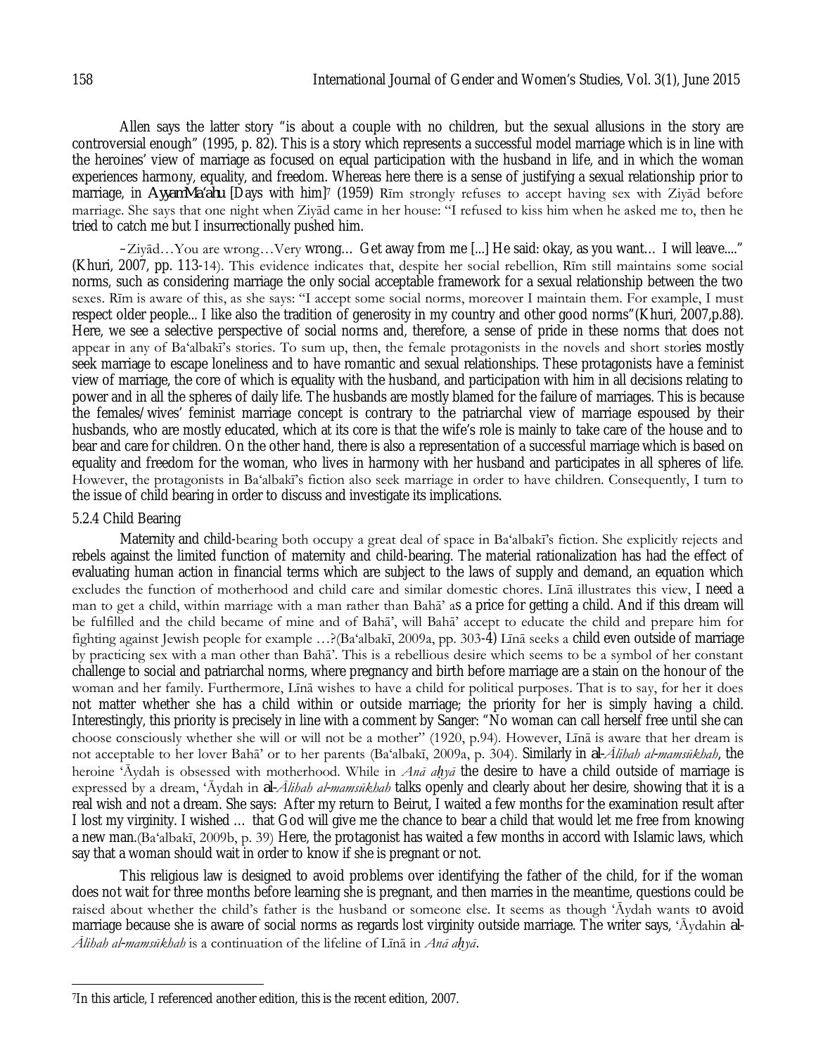Allen says the latter story "is about a couple with no children, but the sexual allusions in the story are controversial enough" (1995, p. 82). This is a story which represents a successful model marriage which is in line with the heroines' view of marriage as focused on equal participation with the husband in life, and in which the woman experiences harmony, equality, and freedom. Whereas here there is a sense of justifying a sexual relationship prior to marriage, in *AyyamMa'ahu* [Days with him][7] (1959) Rīm strongly refuses to accept having sex with Ziyād before marriage. She says that one night when Ziyād came in her house: "I refused to kiss him when he asked me to, then he tried to catch me but I insurrectionally pushed him.

–Ziyād…You are wrong…Very wrong… Get away from me [...] He said: okay, as you want… I will leave...." (Khuri, 2007, pp. 113-14). This evidence indicates that, despite her social rebellion, Rīm still maintains some social norms, such as considering marriage the only social acceptable framework for a sexual relationship between the two sexes. Rīm is aware of this, as she says: "I accept some social norms, moreover I maintain them. For example, I must respect older people... I like also the tradition of generosity in my country and other good norms"(Khuri, 2007,p.88). Here, we see a selective perspective of social norms and, therefore, a sense of pride in these norms that does not appear in any of Ba'albakī's stories. To sum up, then, the female protagonists in the novels and short stories mostly seek marriage to escape loneliness and to have romantic and sexual relationships. These protagonists have a feminist view of marriage, the core of which is equality with the husband, and participation with him in all decisions relating to power and in all the spheres of daily life. The husbands are mostly blamed for the failure of marriages. This is because the females/wives' feminist marriage concept is contrary to the patriarchal view of marriage espoused by their husbands, who are mostly educated, which at its core is that the wife's role is mainly to take care of the house and to bear and care for children. On the other hand, there is also a representation of a successful marriage which is based on equality and freedom for the woman, who lives in harmony with her husband and participates in all spheres of life. However, the protagonists in Ba'albakī's fiction also seek marriage in order to have children. Consequently, I turn to the issue of child bearing in order to discuss and investigate its implications.

### 5.2.4 Child Bearing

Maternity and child-bearing both occupy a great deal of space in Ba'albakī's fiction. She explicitly rejects and rebels against the limited function of maternity and child-bearing. The material rationalization has had the effect of evaluating human action in financial terms which are subject to the laws of supply and demand, an equation which excludes the function of motherhood and child care and similar domestic chores. Līnā illustrates this view, I need a man to get a child, within marriage with a man rather than Bahā' as a price for getting a child. And if this dream will be fulfilled and the child became of mine and of Bahā', will Bahā' accept to educate the child and prepare him for fighting against Jewish people for example …?(Ba'albakī, 2009a, pp. 303-4) Līnā seeks a child even outside of marriage by practicing sex with a man other than Bahā'. This is a rebellious desire which seems to be a symbol of her constant challenge to social and patriarchal norms, where pregnancy and birth before marriage are a stain on the honour of the woman and her family. Furthermore, Līnā wishes to have a child for political purposes. That is to say, for her it does not matter whether she has a child within or outside marriage; the priority for her is simply having a child. Interestingly, this priority is precisely in line with a comment by Sanger: "No woman can call herself free until she can choose consciously whether she will or will not be a mother" (1920, p.94). However, Līnā is aware that her dream is not acceptable to her lover Bahā' or to her parents (Ba'albakī, 2009a, p. 304). Similarly in *al-Ālihah al-mamsūkhah*, the heroine 'Āydah is obsessed with motherhood. While in *Anā aḥyā* the desire to have a child outside of marriage is expressed by a dream, 'Āydah in *al-Ālihah al-mamsūkhah* talks openly and clearly about her desire, showing that it is a real wish and not a dream. She says: After my return to Beirut, I waited a few months for the examination result after I lost my virginity. I wished … that God will give me the chance to bear a child that would let me free from knowing a new man.(Ba'albakī, 2009b, p. 39) Here, the protagonist has waited a few months in accord with Islamic laws, which say that a woman should wait in order to know if she is pregnant or not.

This religious law is designed to avoid problems over identifying the father of the child, for if the woman does not wait for three months before learning she is pregnant, and then marries in the meantime, questions could be raised about whether the child's father is the husband or someone else. It seems as though 'Āydah wants to avoid marriage because she is aware of social norms as regards lost virginity outside marriage. The writer says, 'Āydahin *al-Ālihah al-mamsūkhah* is a continuation of the lifeline of Līnā in *Anā aḥyā*.

---

[7]In this article, I referenced another edition, this is the recent edition, 2007.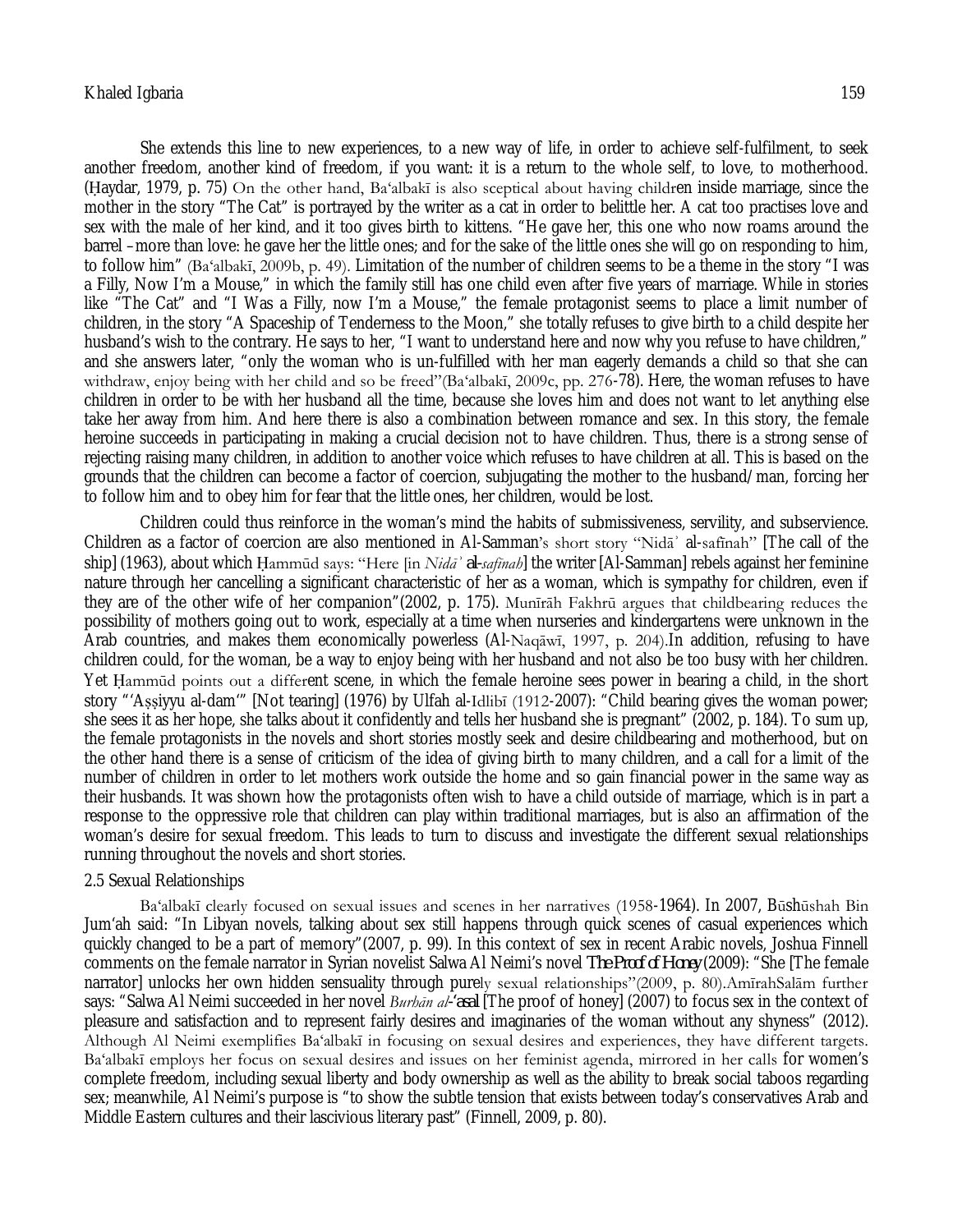She extends this line to new experiences, to a new way of life, in order to achieve self-fulfilment, to seek another freedom, another kind of freedom, if you want: it is a return to the whole self, to love, to motherhood. (Ḥaydar, 1979, p. 75) On the other hand, Ba'albakī is also sceptical about having children inside marriage, since the mother in the story "The Cat" is portrayed by the writer as a cat in order to belittle her. A cat too practises love and sex with the male of her kind, and it too gives birth to kittens. "He gave her, this one who now roams around the barrel –more than love: he gave her the little ones; and for the sake of the little ones she will go on responding to him, to follow him" (Ba'albakī, 2009b, p. 49). Limitation of the number of children seems to be a theme in the story "I was a Filly, Now I'm a Mouse," in which the family still has one child even after five years of marriage. While in stories like "The Cat" and "I Was a Filly, now I'm a Mouse," the female protagonist seems to place a limit number of children, in the story "A Spaceship of Tenderness to the Moon," she totally refuses to give birth to a child despite her husband's wish to the contrary. He says to her, "I want to understand here and now why you refuse to have children," and she answers later, "only the woman who is un-fulfilled with her man eagerly demands a child so that she can withdraw, enjoy being with her child and so be freed"(Ba'albakī, 2009c, pp. 276-78). Here, the woman refuses to have children in order to be with her husband all the time, because she loves him and does not want to let anything else take her away from him. And here there is also a combination between romance and sex. In this story, the female heroine succeeds in participating in making a crucial decision not to have children. Thus, there is a strong sense of rejecting raising many children, in addition to another voice which refuses to have children at all. This is based on the grounds that the children can become a factor of coercion, subjugating the mother to the husband/man, forcing her to follow him and to obey him for fear that the little ones, her children, would be lost.

Children could thus reinforce in the woman's mind the habits of submissiveness, servility, and subservience. Children as a factor of coercion are also mentioned in Al-Samman's short story "Nidā' al-safīnah" [The call of the ship] (1963), about which Ḥammūd says: "Here [in *Nidā' al-safīnah*] the writer [Al-Samman] rebels against her feminine nature through her cancelling a significant characteristic of her as a woman, which is sympathy for children, even if they are of the other wife of her companion"(2002, p. 175). Munīrāh Fakhrū argues that childbearing reduces the possibility of mothers going out to work, especially at a time when nurseries and kindergartens were unknown in the Arab countries, and makes them economically powerless (Al-Naqāwī, 1997, p. 204).In addition, refusing to have children could, for the woman, be a way to enjoy being with her husband and not also be too busy with her children. Yet Ḥammūd points out a different scene, in which the female heroine sees power in bearing a child, in the short story "'Aṣṣiyyu al-dam'" [Not tearing] (1976) by Ulfah al-Idlibī (1912-2007): "Child bearing gives the woman power; she sees it as her hope, she talks about it confidently and tells her husband she is pregnant" (2002, p. 184). To sum up, the female protagonists in the novels and short stories mostly seek and desire childbearing and motherhood, but on the other hand there is a sense of criticism of the idea of giving birth to many children, and a call for a limit of the number of children in order to let mothers work outside the home and so gain financial power in the same way as their husbands. It was shown how the protagonists often wish to have a child outside of marriage, which is in part a response to the oppressive role that children can play within traditional marriages, but is also an affirmation of the woman's desire for sexual freedom. This leads to turn to discuss and investigate the different sexual relationships running throughout the novels and short stories.

## 2.5 Sexual Relationships

Ba'albakī clearly focused on sexual issues and scenes in her narratives (1958-1964). In 2007, Būshūshah Bin Jum'ah said: "In Libyan novels, talking about sex still happens through quick scenes of casual experiences which quickly changed to be a part of memory"(2007, p. 99). In this context of sex in recent Arabic novels, Joshua Finnell comments on the female narrator in Syrian novelist Salwa Al Neimi's novel *The Proof of Honey* (2009): "She [The female narrator] unlocks her own hidden sensuality through purely sexual relationships"(2009, p. 80).AmīrahSalām further says: "Salwa Al Neimi succeeded in her novel *Burhān al-'asal* [The proof of honey] (2007) to focus sex in the context of pleasure and satisfaction and to represent fairly desires and imaginaries of the woman without any shyness" (2012). Although Al Neimi exemplifies Ba'albakī in focusing on sexual desires and experiences, they have different targets. Ba'albakī employs her focus on sexual desires and issues on her feminist agenda, mirrored in her calls for women's complete freedom, including sexual liberty and body ownership as well as the ability to break social taboos regarding sex; meanwhile, Al Neimi's purpose is "to show the subtle tension that exists between today's conservatives Arab and Middle Eastern cultures and their lascivious literary past" (Finnell, 2009, p. 80).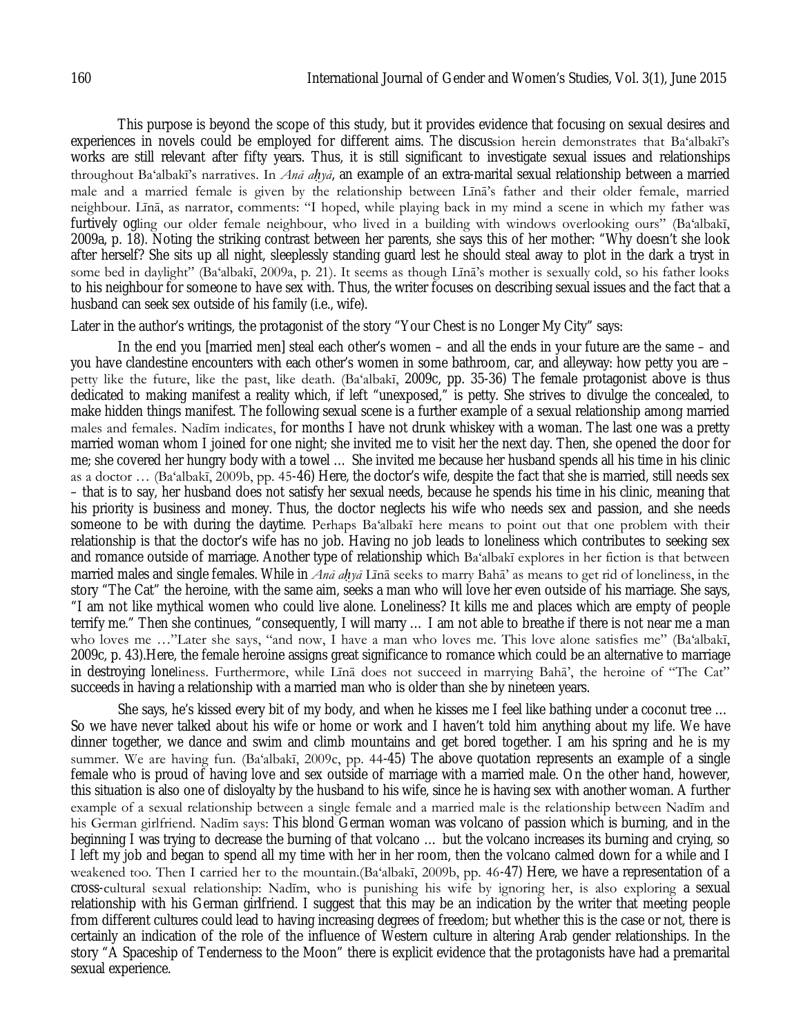This purpose is beyond the scope of this study, but it provides evidence that focusing on sexual desires and experiences in novels could be employed for different aims. The discussion herein demonstrates that Ba'albakī's works are still relevant after fifty years. Thus, it is still significant to investigate sexual issues and relationships throughout Ba'albakī's narratives. In *Anā aḥyā*, an example of an extra-marital sexual relationship between a married male and a married female is given by the relationship between Līnā's father and their older female, married neighbour. Līnā, as narrator, comments: "I hoped, while playing back in my mind a scene in which my father was furtively ogling our older female neighbour, who lived in a building with windows overlooking ours" (Ba'albakī, 2009a, p. 18). Noting the striking contrast between her parents, she says this of her mother: "Why doesn't she look after herself? She sits up all night, sleeplessly standing guard lest he should steal away to plot in the dark a tryst in some bed in daylight" (Ba'albakī, 2009a, p. 21). It seems as though Līnā's mother is sexually cold, so his father looks to his neighbour for someone to have sex with. Thus, the writer focuses on describing sexual issues and the fact that a husband can seek sex outside of his family (i.e., wife).

Later in the author's writings, the protagonist of the story "Your Chest is no Longer My City" says:

In the end you [married men] steal each other's women – and all the ends in your future are the same – and you have clandestine encounters with each other's women in some bathroom, car, and alleyway: how petty you are – petty like the future, like the past, like death. (Ba'albakī, 2009c, pp. 35-36) The female protagonist above is thus dedicated to making manifest a reality which, if left "unexposed," is petty. She strives to divulge the concealed, to make hidden things manifest. The following sexual scene is a further example of a sexual relationship among married males and females. Nadīm indicates, for months I have not drunk whiskey with a woman. The last one was a pretty married woman whom I joined for one night; she invited me to visit her the next day. Then, she opened the door for me; she covered her hungry body with a towel … She invited me because her husband spends all his time in his clinic as a doctor … (Ba'albakī, 2009b, pp. 45-46) Here, the doctor's wife, despite the fact that she is married, still needs sex – that is to say, her husband does not satisfy her sexual needs, because he spends his time in his clinic, meaning that his priority is business and money. Thus, the doctor neglects his wife who needs sex and passion, and she needs someone to be with during the daytime. Perhaps Ba'albakī here means to point out that one problem with their relationship is that the doctor's wife has no job. Having no job leads to loneliness which contributes to seeking sex and romance outside of marriage. Another type of relationship which Ba'albakī explores in her fiction is that between married males and single females. While in *Anā aḥyā* Līnā seeks to marry Bahā' as means to get rid of loneliness, in the story "The Cat" the heroine, with the same aim, seeks a man who will love her even outside of his marriage. She says, "I am not like mythical women who could live alone. Loneliness? It kills me and places which are empty of people terrify me." Then she continues, "consequently, I will marry … I am not able to breathe if there is not near me a man who loves me …"Later she says, "and now, I have a man who loves me. This love alone satisfies me" (Ba'albakī, 2009c, p. 43).Here, the female heroine assigns great significance to romance which could be an alternative to marriage in destroying loneliness. Furthermore, while Līnā does not succeed in marrying Bahā', the heroine of "The Cat" succeeds in having a relationship with a married man who is older than she by nineteen years.

She says, he's kissed every bit of my body, and when he kisses me I feel like bathing under a coconut tree … So we have never talked about his wife or home or work and I haven't told him anything about my life. We have dinner together, we dance and swim and climb mountains and get bored together. I am his spring and he is my summer. We are having fun. (Ba'albakī, 2009c, pp. 44-45) The above quotation represents an example of a single female who is proud of having love and sex outside of marriage with a married male. On the other hand, however, this situation is also one of disloyalty by the husband to his wife, since he is having sex with another woman. A further example of a sexual relationship between a single female and a married male is the relationship between Nadīm and his German girlfriend. Nadīm says: This blond German woman was volcano of passion which is burning, and in the beginning I was trying to decrease the burning of that volcano … but the volcano increases its burning and crying, so I left my job and began to spend all my time with her in her room, then the volcano calmed down for a while and I weakened too. Then I carried her to the mountain.(Ba'albakī, 2009b, pp. 46-47) Here, we have a representation of a cross-cultural sexual relationship: Nadīm, who is punishing his wife by ignoring her, is also exploring a sexual relationship with his German girlfriend. I suggest that this may be an indication by the writer that meeting people from different cultures could lead to having increasing degrees of freedom; but whether this is the case or not, there is certainly an indication of the role of the influence of Western culture in altering Arab gender relationships. In the story "A Spaceship of Tenderness to the Moon" there is explicit evidence that the protagonists have had a premarital sexual experience.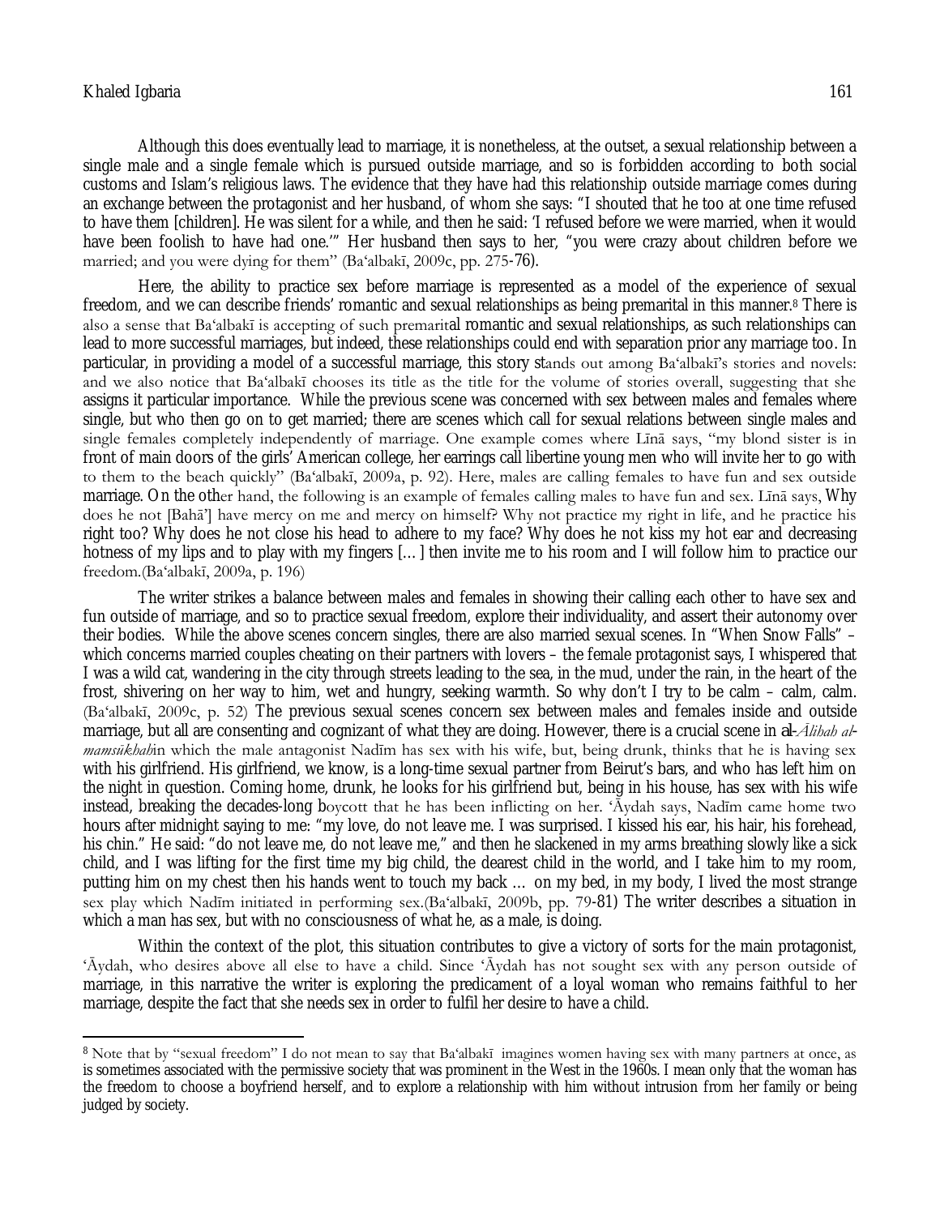Although this does eventually lead to marriage, it is nonetheless, at the outset, a sexual relationship between a single male and a single female which is pursued outside marriage, and so is forbidden according to both social customs and Islam's religious laws. The evidence that they have had this relationship outside marriage comes during an exchange between the protagonist and her husband, of whom she says: "I shouted that he too at one time refused to have them [children]. He was silent for a while, and then he said: 'I refused before we were married, when it would have been foolish to have had one.'" Her husband then says to her, "you were crazy about children before we married; and you were dying for them" (Baʻalbakī, 2009c, pp. 275-76).

Here, the ability to practice sex before marriage is represented as a model of the experience of sexual freedom, and we can describe friends' romantic and sexual relationships as being premarital in this manner.[8] There is also a sense that Baʻalbakī is accepting of such premarital romantic and sexual relationships, as such relationships can lead to more successful marriages, but indeed, these relationships could end with separation prior any marriage too. In particular, in providing a model of a successful marriage, this story stands out among Baʻalbakī's stories and novels: and we also notice that Baʻalbakī chooses its title as the title for the volume of stories overall, suggesting that she assigns it particular importance. While the previous scene was concerned with sex between males and females where single, but who then go on to get married; there are scenes which call for sexual relations between single males and single females completely independently of marriage. One example comes where Līnā says, "my blond sister is in front of main doors of the girls' American college, her earrings call libertine young men who will invite her to go with to them to the beach quickly" (Baʻalbakī, 2009a, p. 92). Here, males are calling females to have fun and sex outside marriage. On the other hand, the following is an example of females calling males to have fun and sex. Līnā says, Why does he not [Bahā'] have mercy on me and mercy on himself? Why not practice my right in life, and he practice his right too? Why does he not close his head to adhere to my face? Why does he not kiss my hot ear and decreasing hotness of my lips and to play with my fingers [...] then invite me to his room and I will follow him to practice our freedom.(Baʻalbakī, 2009a, p. 196)

The writer strikes a balance between males and females in showing their calling each other to have sex and fun outside of marriage, and so to practice sexual freedom, explore their individuality, and assert their autonomy over their bodies. While the above scenes concern singles, there are also married sexual scenes. In "When Snow Falls" – which concerns married couples cheating on their partners with lovers – the female protagonist says, I whispered that I was a wild cat, wandering in the city through streets leading to the sea, in the mud, under the rain, in the heart of the frost, shivering on her way to him, wet and hungry, seeking warmth. So why don't I try to be calm – calm, calm. (Baʻalbakī, 2009c, p. 52) The previous sexual scenes concern sex between males and females inside and outside marriage, but all are consenting and cognizant of what they are doing. However, there is a crucial scene in al-*Ālihah al-mamsūkhah*in which the male antagonist Nadīm has sex with his wife, but, being drunk, thinks that he is having sex with his girlfriend. His girlfriend, we know, is a long-time sexual partner from Beirut's bars, and who has left him on the night in question. Coming home, drunk, he looks for his girlfriend but, being in his house, has sex with his wife instead, breaking the decades-long boycott that he has been inflicting on her. 'Āydah says, Nadīm came home two hours after midnight saying to me: "my love, do not leave me. I was surprised. I kissed his ear, his hair, his forehead, his chin." He said: "do not leave me, do not leave me," and then he slackened in my arms breathing slowly like a sick child, and I was lifting for the first time my big child, the dearest child in the world, and I take him to my room, putting him on my chest then his hands went to touch my back ... on my bed, in my body, I lived the most strange sex play which Nadīm initiated in performing sex.(Baʻalbakī, 2009b, pp. 79-81) The writer describes a situation in which a man has sex, but with no consciousness of what he, as a male, is doing.

Within the context of the plot, this situation contributes to give a victory of sorts for the main protagonist, 'Āydah, who desires above all else to have a child. Since 'Āydah has not sought sex with any person outside of marriage, in this narrative the writer is exploring the predicament of a loyal woman who remains faithful to her marriage, despite the fact that she needs sex in order to fulfil her desire to have a child.

---

[8] Note that by "sexual freedom" I do not mean to say that Baʻalbakī imagines women having sex with many partners at once, as is sometimes associated with the permissive society that was prominent in the West in the 1960s. I mean only that the woman has the freedom to choose a boyfriend herself, and to explore a relationship with him without intrusion from her family or being judged by society.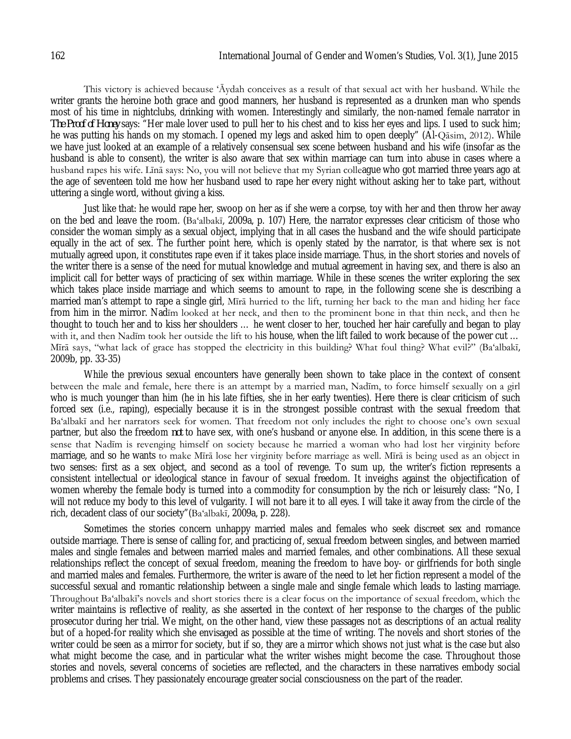This victory is achieved because ʿĀydah conceives as a result of that sexual act with her husband. While the writer grants the heroine both grace and good manners, her husband is represented as a drunken man who spends most of his time in nightclubs, drinking with women. Interestingly and similarly, the non-named female narrator in *The Proof of Honey* says: "Her male lover used to pull her to his chest and to kiss her eyes and lips. I used to suck him; he was putting his hands on my stomach. I opened my legs and asked him to open deeply" (Al-Qāsim, 2012). While we have just looked at an example of a relatively consensual sex scene between husband and his wife (insofar as the husband is able to consent), the writer is also aware that sex within marriage can turn into abuse in cases where a husband rapes his wife. Līnā says: No, you will not believe that my Syrian colleague who got married three years ago at the age of seventeen told me how her husband used to rape her every night without asking her to take part, without uttering a single word, without giving a kiss.

Just like that: he would rape her, swoop on her as if she were a corpse, toy with her and then throw her away on the bed and leave the room. (Baʿalbakī, 2009a, p. 107) Here, the narrator expresses clear criticism of those who consider the woman simply as a sexual object, implying that in all cases the husband and the wife should participate equally in the act of sex. The further point here, which is openly stated by the narrator, is that where sex is not mutually agreed upon, it constitutes rape even if it takes place inside marriage. Thus, in the short stories and novels of the writer there is a sense of the need for mutual knowledge and mutual agreement in having sex, and there is also an implicit call for better ways of practicing of sex within marriage. While in these scenes the writer exploring the sex which takes place inside marriage and which seems to amount to rape, in the following scene she is describing a married man's attempt to rape a single girl, Mīrā hurried to the lift, turning her back to the man and hiding her face from him in the mirror. Nadīm looked at her neck, and then to the prominent bone in that thin neck, and then he thought to touch her and to kiss her shoulders … he went closer to her, touched her hair carefully and began to play with it, and then Nadīm took her outside the lift to his house, when the lift failed to work because of the power cut … Mīrā says, "what lack of grace has stopped the electricity in this building? What foul thing? What evil?" (Baʿalbakī, 2009b, pp. 33-35)

While the previous sexual encounters have generally been shown to take place in the context of consent between the male and female, here there is an attempt by a married man, Nadīm, to force himself sexually on a girl who is much younger than him (he in his late fifties, she in her early twenties). Here there is clear criticism of such forced sex (i.e., raping), especially because it is in the strongest possible contrast with the sexual freedom that Baʿalbakī and her narrators seek for women. That freedom not only includes the right to choose one's own sexual partner, but also the freedom *not* to have sex, with one's husband or anyone else. In addition, in this scene there is a sense that Nadīm is revenging himself on society because he married a woman who had lost her virginity before marriage, and so he wants to make Mīrā lose her virginity before marriage as well. Mīrā is being used as an object in two senses: first as a sex object, and second as a tool of revenge. To sum up, the writer's fiction represents a consistent intellectual or ideological stance in favour of sexual freedom. It inveighs against the objectification of women whereby the female body is turned into a commodity for consumption by the rich or leisurely class: "No, I will not reduce my body to this level of vulgarity. I will not bare it to all eyes. I will take it away from the circle of the rich, decadent class of our society"(Baʿalbakī, 2009a, p. 228).

Sometimes the stories concern unhappy married males and females who seek discreet sex and romance outside marriage. There is sense of calling for, and practicing of, sexual freedom between singles, and between married males and single females and between married males and married females, and other combinations. All these sexual relationships reflect the concept of sexual freedom, meaning the freedom to have boy- or girlfriends for both single and married males and females. Furthermore, the writer is aware of the need to let her fiction represent a model of the successful sexual and romantic relationship between a single male and single female which leads to lasting marriage. Throughout Baʿalbakī's novels and short stories there is a clear focus on the importance of sexual freedom, which the writer maintains is reflective of reality, as she asserted in the context of her response to the charges of the public prosecutor during her trial. We might, on the other hand, view these passages not as descriptions of an actual reality but of a hoped-for reality which she envisaged as possible at the time of writing. The novels and short stories of the writer could be seen as a mirror for society, but if so, they are a mirror which shows not just what is the case but also what might become the case, and in particular what the writer wishes might become the case. Throughout those stories and novels, several concerns of societies are reflected, and the characters in these narratives embody social problems and crises. They passionately encourage greater social consciousness on the part of the reader.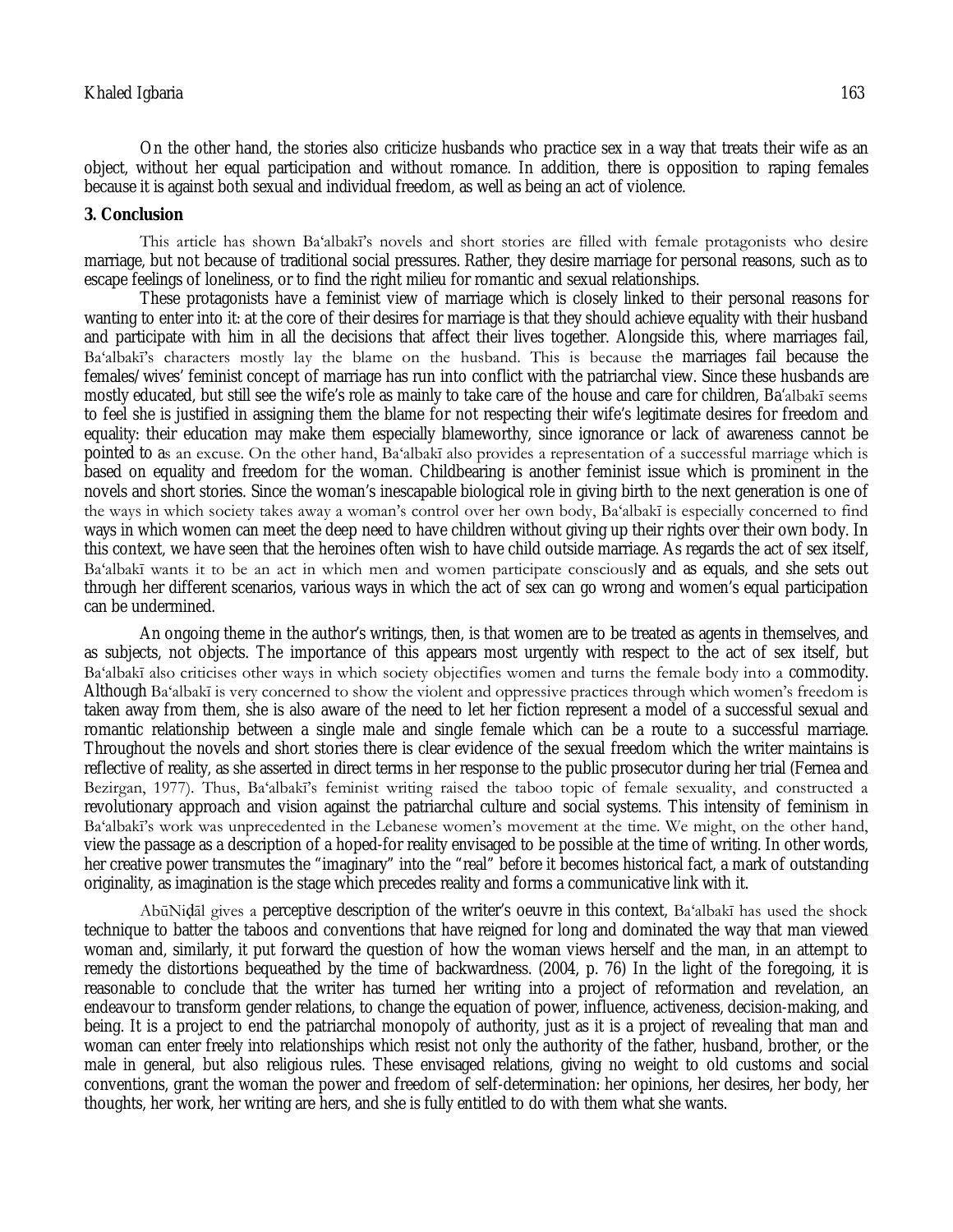On the other hand, the stories also criticize husbands who practice sex in a way that treats their wife as an object, without her equal participation and without romance. In addition, there is opposition to raping females because it is against both sexual and individual freedom, as well as being an act of violence.

## 3. Conclusion

This article has shown Ba'albakī's novels and short stories are filled with female protagonists who desire marriage, but not because of traditional social pressures. Rather, they desire marriage for personal reasons, such as to escape feelings of loneliness, or to find the right milieu for romantic and sexual relationships.

These protagonists have a feminist view of marriage which is closely linked to their personal reasons for wanting to enter into it: at the core of their desires for marriage is that they should achieve equality with their husband and participate with him in all the decisions that affect their lives together. Alongside this, where marriages fail, Ba'albakī's characters mostly lay the blame on the husband. This is because the marriages fail because the females/wives' feminist concept of marriage has run into conflict with the patriarchal view. Since these husbands are mostly educated, but still see the wife's role as mainly to take care of the house and care for children, Ba'albakī seems to feel she is justified in assigning them the blame for not respecting their wife's legitimate desires for freedom and equality: their education may make them especially blameworthy, since ignorance or lack of awareness cannot be pointed to as an excuse. On the other hand, Ba'albakī also provides a representation of a successful marriage which is based on equality and freedom for the woman. Childbearing is another feminist issue which is prominent in the novels and short stories. Since the woman's inescapable biological role in giving birth to the next generation is one of the ways in which society takes away a woman's control over her own body, Ba'albakī is especially concerned to find ways in which women can meet the deep need to have children without giving up their rights over their own body. In this context, we have seen that the heroines often wish to have child outside marriage. As regards the act of sex itself, Ba'albakī wants it to be an act in which men and women participate consciously and as equals, and she sets out through her different scenarios, various ways in which the act of sex can go wrong and women's equal participation can be undermined.

An ongoing theme in the author's writings, then, is that women are to be treated as agents in themselves, and as subjects, not objects. The importance of this appears most urgently with respect to the act of sex itself, but Ba'albakī also criticises other ways in which society objectifies women and turns the female body into a commodity. Although Ba'albakī is very concerned to show the violent and oppressive practices through which women's freedom is taken away from them, she is also aware of the need to let her fiction represent a model of a successful sexual and romantic relationship between a single male and single female which can be a route to a successful marriage. Throughout the novels and short stories there is clear evidence of the sexual freedom which the writer maintains is reflective of reality, as she asserted in direct terms in her response to the public prosecutor during her trial (Fernea and Bezirgan, 1977). Thus, Ba'albakī's feminist writing raised the taboo topic of female sexuality, and constructed a revolutionary approach and vision against the patriarchal culture and social systems. This intensity of feminism in Ba'albakī's work was unprecedented in the Lebanese women's movement at the time. We might, on the other hand, view the passage as a description of a hoped-for reality envisaged to be possible at the time of writing. In other words, her creative power transmutes the "imaginary" into the "real" before it becomes historical fact, a mark of outstanding originality, as imagination is the stage which precedes reality and forms a communicative link with it.

AbūNiḍāl gives a perceptive description of the writer's oeuvre in this context, Ba'albakī has used the shock technique to batter the taboos and conventions that have reigned for long and dominated the way that man viewed woman and, similarly, it put forward the question of how the woman views herself and the man, in an attempt to remedy the distortions bequeathed by the time of backwardness. (2004, p. 76) In the light of the foregoing, it is reasonable to conclude that the writer has turned her writing into a project of reformation and revelation, an endeavour to transform gender relations, to change the equation of power, influence, activeness, decision-making, and being. It is a project to end the patriarchal monopoly of authority, just as it is a project of revealing that man and woman can enter freely into relationships which resist not only the authority of the father, husband, brother, or the male in general, but also religious rules. These envisaged relations, giving no weight to old customs and social conventions, grant the woman the power and freedom of self-determination: her opinions, her desires, her body, her thoughts, her work, her writing are hers, and she is fully entitled to do with them what she wants.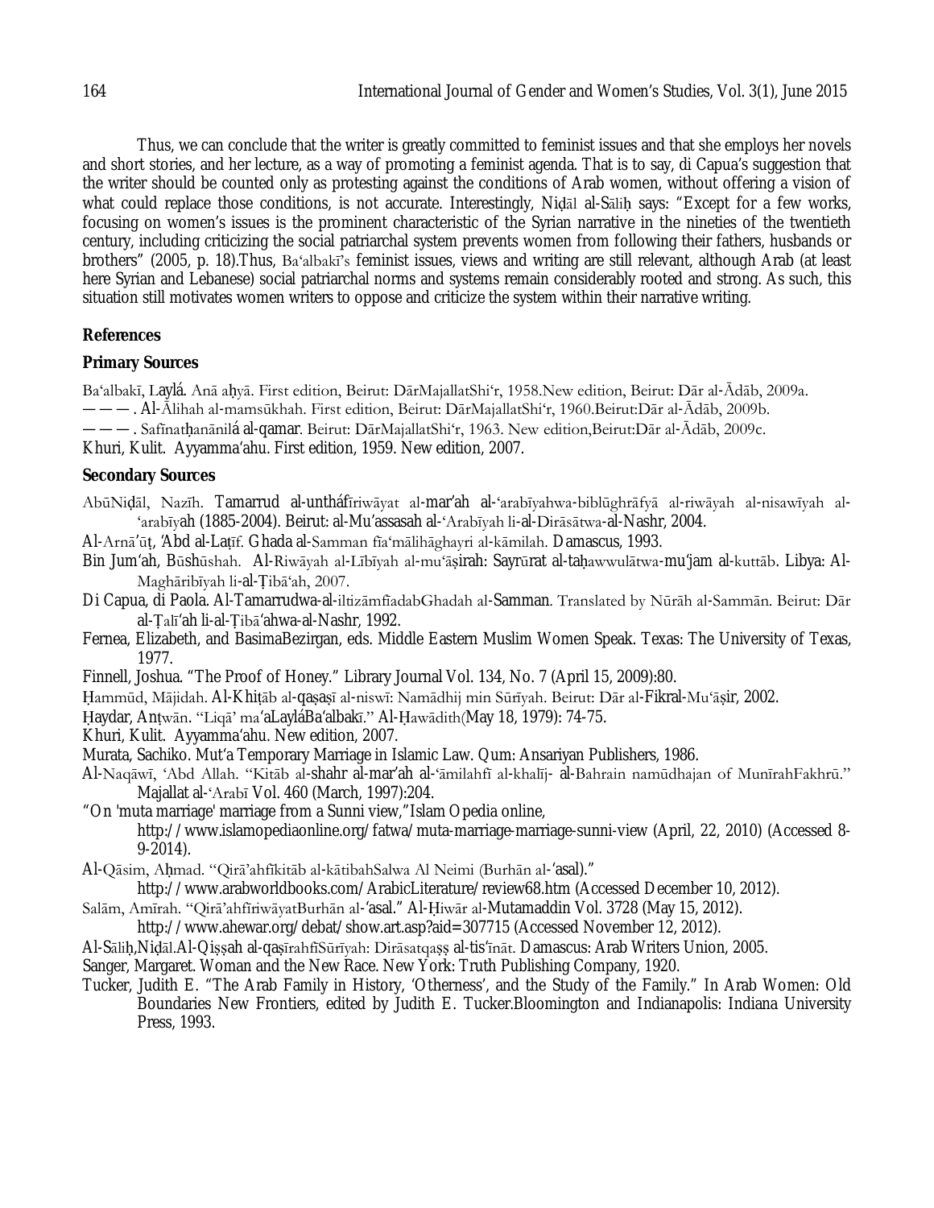Thus, we can conclude that the writer is greatly committed to feminist issues and that she employs her novels and short stories, and her lecture, as a way of promoting a feminist agenda. That is to say, di Capua's suggestion that the writer should be counted only as protesting against the conditions of Arab women, without offering a vision of what could replace those conditions, is not accurate. Interestingly, Niḍāl al-Sāliḥ says: "Except for a few works, focusing on women's issues is the prominent characteristic of the Syrian narrative in the nineties of the twentieth century, including criticizing the social patriarchal system prevents women from following their fathers, husbands or brothers" (2005, p. 18).Thus, Ba'albakī's feminist issues, views and writing are still relevant, although Arab (at least here Syrian and Lebanese) social patriarchal norms and systems remain considerably rooted and strong. As such, this situation still motivates women writers to oppose and criticize the system within their narrative writing.

## References

### Primary Sources

Ba'albakī, Laylá. Anā aḥyā. First edition, Beirut: DārMajallatShi'r, 1958.New edition, Beirut: Dār al-Ādāb, 2009a.

———. Al-Ālihah al-mamsūkhah. First edition, Beirut: DārMajallatShi'r, 1960.Beirut:Dār al-Ādāb, 2009b.

———. Safīnatḥanānilá al-qamar. Beirut: DārMajallatShi'r, 1963. New edition,Beirut:Dār al-Ādāb, 2009c.

Khuri, Kulit. Ayyamma'ahu. First edition, 1959. New edition, 2007.

### Secondary Sources

AbūNiḍāl, Nazīh. Tamarrud al-unthāfīriwāyat al-mar'ah al-'arabīyahwa-biblūghrāfyā al-riwāyah al-nisawīyah al-'arabīyah (1885-2004). Beirut: al-Mu'assasah al-'Arabīyah li-al-Dirāsātwa-al-Nashr, 2004.

Al-Arnā'ūṭ, 'Abd al-Laṭīf. Ghada al-Samman fīa'mālihāghayri al-kāmilah. Damascus, 1993.

Bin Jum'ah, Būshūshah. Al-Riwāyah al-Lībīyah al-mu'āṣirah: Sayrūrat al-taḥawwulātwa-mu'jam al-kuttāb. Libya: Al-Maghāribīyah li-al-Ṭibā'ah, 2007.

Di Capua, di Paola. Al-Tamarrudwa-al-iltizāmfīadabGhadah al-Samman. Translated by Nūrāh al-Sammān. Beirut: Dār al-Ṭalī'ah li-al-Ṭibā'ahwa-al-Nashr, 1992.

Fernea, Elizabeth, and BasimaBezirgan, eds. Middle Eastern Muslim Women Speak. Texas: The University of Texas, 1977.

Finnell, Joshua. "The Proof of Honey." Library Journal Vol. 134, No. 7 (April 15, 2009):80.

Ḥammūd, Mājidah. Al-Khiṭāb al-qaṣaṣī al-niswī: Namādhij min Sūrīyah. Beirut: Dār al-Fikral-Mu'āṣir, 2002.

Ḥaydar, Anṭwān. "Liqā' ma'aLaylaBa'albakī." Al-Ḥawādith(May 18, 1979): 74-75.

Khuri, Kulit. Ayyamma'ahu. New edition, 2007.

Murata, Sachiko. Mut'a Temporary Marriage in Islamic Law. Qum: Ansariyan Publishers, 1986.

Al-Naqāwī, 'Abd Allah. "Kitāb al-shahr al-mar'ah al-'āmilahfī al-khalīj- al-Bahrain namūdhajan of MunīrahFakhrū." Majallat al-'Arabī Vol. 460 (March, 1997):204.

"On 'muta marriage' marriage from a Sunni view,"Islam Opedia online, http://www.islamopediaonline.org/fatwa/muta-marriage-marriage-sunni-view (April, 22, 2010) (Accessed 8-9-2014).

Al-Qāsim, Aḥmad. "Qirā'ahfīkitāb al-kātibahSalwa Al Neimi (Burhān al-'asal)." http://www.arabworldbooks.com/ArabicLiterature/review68.htm (Accessed December 10, 2012).

Salām, Amīrah. "Qirā'ahfīriwāyatBurhān al-'asal." Al-Ḥiwār al-Mutamaddin Vol. 3728 (May 15, 2012). http://www.ahewar.org/debat/show.art.asp?aid=307715 (Accessed November 12, 2012).

Al-Sāliḥ,Niḍāl.Al-Qiṣṣah al-qaṣīrahfīSūrīyah: Dirāsatqaṣṣ al-tis'īnāt. Damascus: Arab Writers Union, 2005.

Sanger, Margaret. Woman and the New Race. New York: Truth Publishing Company, 1920.

Tucker, Judith E. "The Arab Family in History, 'Otherness', and the Study of the Family." In Arab Women: Old Boundaries New Frontiers, edited by Judith E. Tucker.Bloomington and Indianapolis: Indiana University Press, 1993.